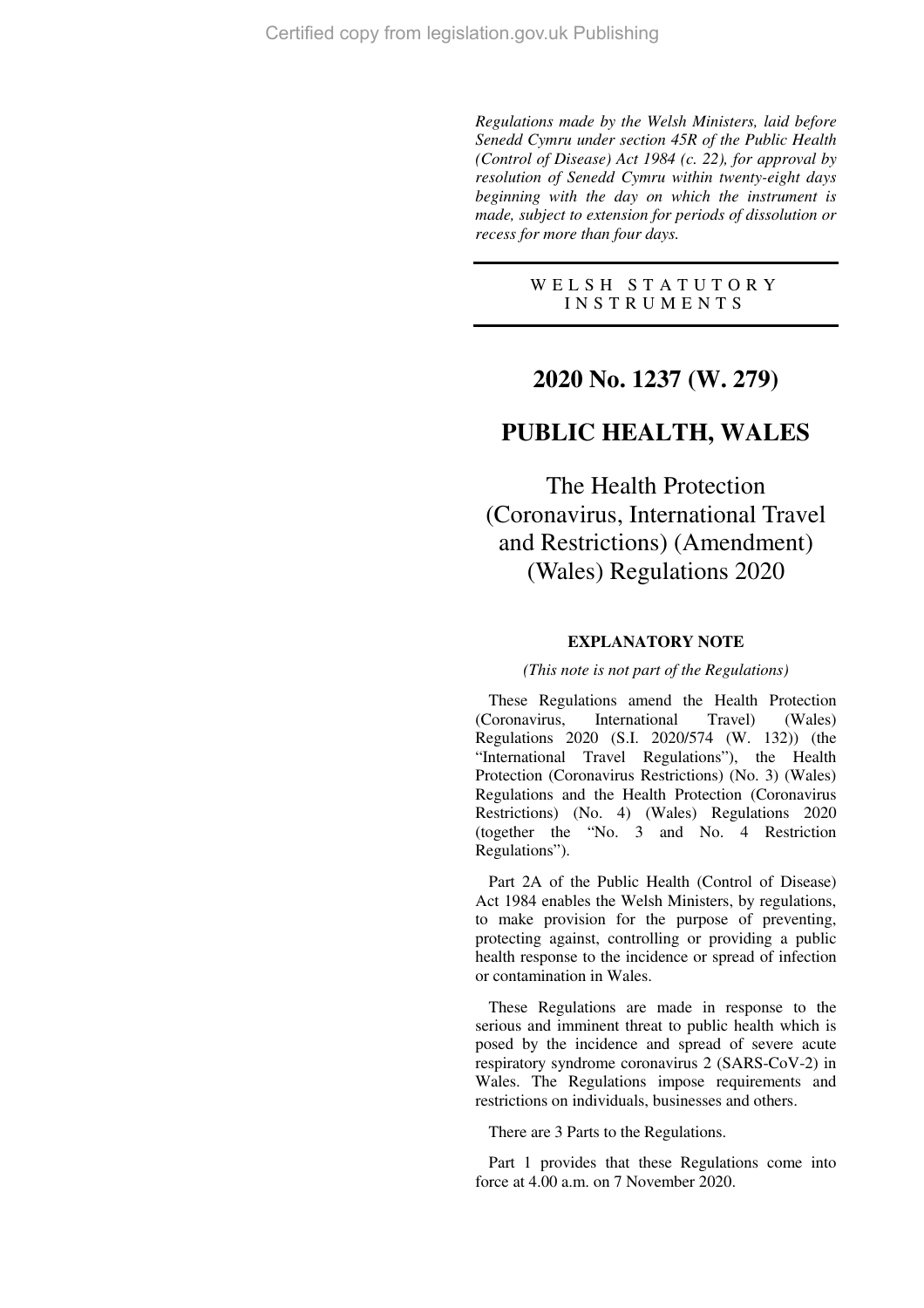*Regulations made by the Welsh Ministers, laid before Senedd Cymru under section 45R of the Public Health (Control of Disease) Act 1984 (c. 22), for approval by resolution of Senedd Cymru within twenty-eight days beginning with the day on which the instrument is made, subject to extension for periods of dissolution or recess for more than four days.*

WELSH STATUTORY INSTRUMENTS

# 2020 No. 1237 (W. 279)

# PUBLIC HEALTH, WALES

# The Health Protection (Coronavirus, International Travel and Restrictions) (Amendment) (Wales) Regulations 2020

## EXPLANATORY NOTE

*(This note is not part of the Regulations)*

These Regulations amend the Health Protection (Coronavirus, International Travel) (Wales) Regulations 2020 (S.I. 2020/574 (W. 132)) (the "International Travel Regulations"), the Health Protection (Coronavirus Restrictions) (No. 3) (Wales) Regulations and the Health Protection (Coronavirus Restrictions) (No. 4) (Wales) Regulations 2020 (together the "No. 3 and No. 4 Restriction Regulations").

Part 2A of the Public Health (Control of Disease) Act 1984 enables the Welsh Ministers, by regulations, to make provision for the purpose of preventing, protecting against, controlling or providing a public health response to the incidence or spread of infection or contamination in Wales.

These Regulations are made in response to the serious and imminent threat to public health which is posed by the incidence and spread of severe acute respiratory syndrome coronavirus 2 (SARS-CoV-2) in Wales. The Regulations impose requirements and restrictions on individuals, businesses and others.

There are 3 Parts to the Regulations.

Part 1 provides that these Regulations come into force at 4.00 a.m. on 7 November 2020.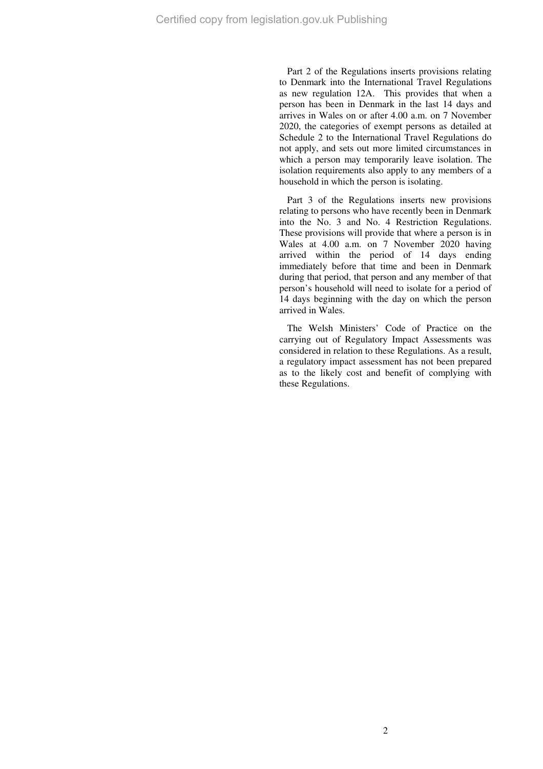Part 2 of the Regulations inserts provisions relating to Denmark into the International Travel Regulations as new regulation 12A. This provides that when a person has been in Denmark in the last 14 days and arrives in Wales on or after 4.00 a.m. on 7 November 2020, the categories of exempt persons as detailed at Schedule 2 to the International Travel Regulations do not apply, and sets out more limited circumstances in which a person may temporarily leave isolation. The isolation requirements also apply to any members of a household in which the person is isolating.

Part 3 of the Regulations inserts new provisions relating to persons who have recently been in Denmark into the No. 3 and No. 4 Restriction Regulations. These provisions will provide that where a person is in Wales at 4.00 a.m. on 7 November 2020 having arrived within the period of 14 days ending immediately before that time and been in Denmark during that period, that person and any member of that person's household will need to isolate for a period of 14 days beginning with the day on which the person arrived in Wales.

The Welsh Ministers' Code of Practice on the carrying out of Regulatory Impact Assessments was considered in relation to these Regulations. As a result, a regulatory impact assessment has not been prepared as to the likely cost and benefit of complying with these Regulations.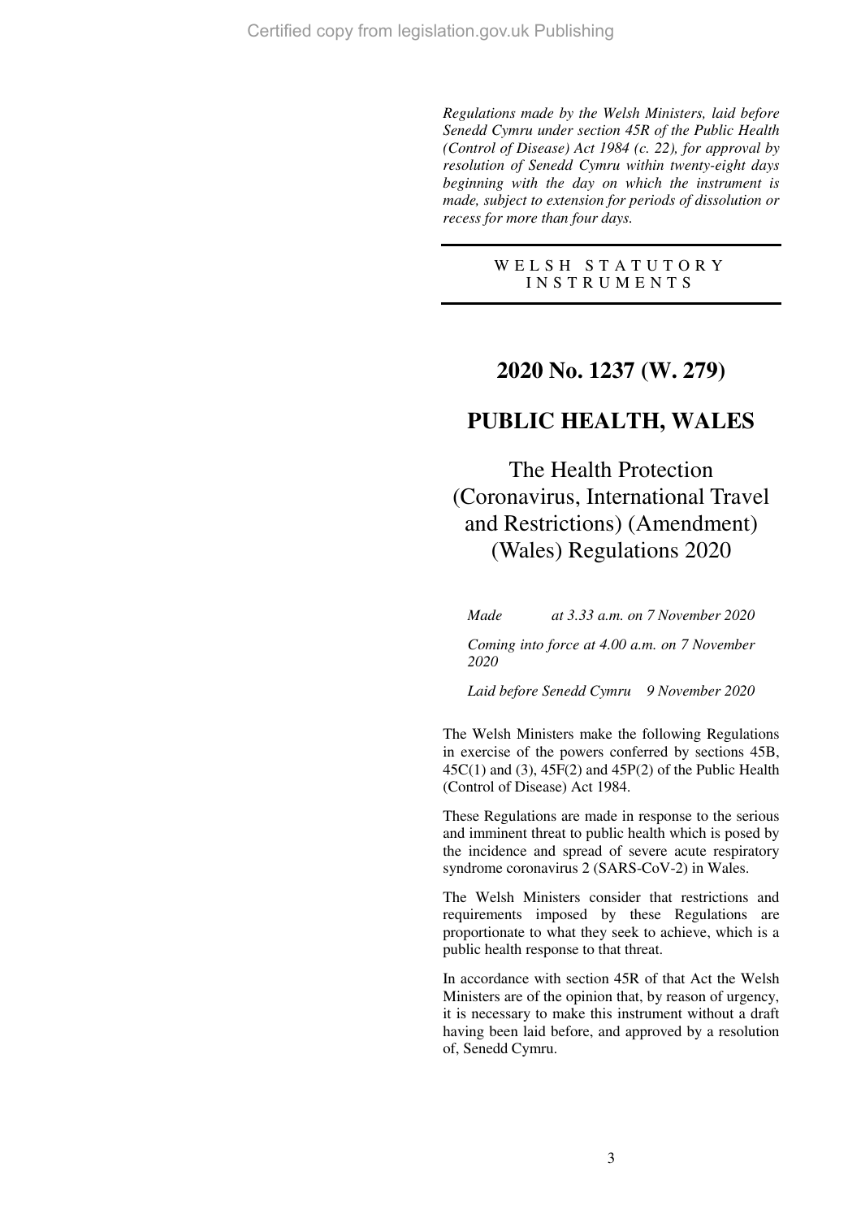*Regulations made by the Welsh Ministers, laid before Senedd Cymru under section 45R of the Public Health (Control of Disease) Act 1984 (c. 22), for approval by resolution of Senedd Cymru within twenty-eight days beginning with the day on which the instrument is made, subject to extension for periods of dissolution or recess for more than four days.*

WELSH STATUTORY INSTRUMENTS

# 2020 No. 1237 (W. 279)

# PUBLIC HEALTH, WALES

## The Health Protection (Coronavirus, International Travel and Restrictions) (Amendment) (Wales) Regulations 2020

*Made at 3.33 a.m. on 7 November 2020*

*Coming into force at 4.00 a.m. on 7 November 2020*

*Laid before Senedd Cymru 9 November 2020*

The Welsh Ministers make the following Regulations in exercise of the powers conferred by sections 45B, 45C(1) and (3), 45F(2) and 45P(2) of the Public Health (Control of Disease) Act 1984.

These Regulations are made in response to the serious and imminent threat to public health which is posed by the incidence and spread of severe acute respiratory syndrome coronavirus 2 (SARS-CoV-2) in Wales.

The Welsh Ministers consider that restrictions and requirements imposed by these Regulations are proportionate to what they seek to achieve, which is a public health response to that threat.

In accordance with section 45R of that Act the Welsh Ministers are of the opinion that, by reason of urgency, it is necessary to make this instrument without a draft having been laid before, and approved by a resolution of, Senedd Cymru.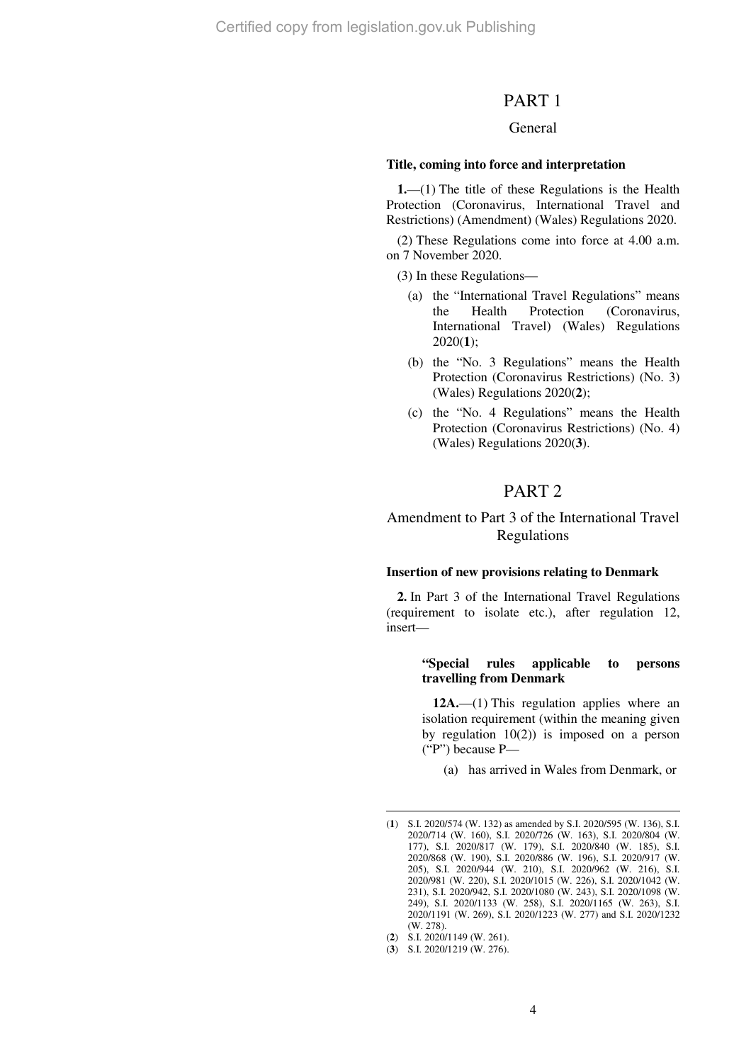# PART 1

## General

### Title, coming into force and interpretation

**1.**—(1) The title of these Regulations is the Health Protection (Coronavirus, International Travel and Restrictions) (Amendment) (Wales) Regulations 2020.

(2) These Regulations come into force at 4.00 a.m. on 7 November 2020.

(3) In these Regulations—

- (a) the "International Travel Regulations" means the Health Protection (Coronavirus, International Travel) (Wales) Regulations 2020([1]);
- (b) the "No. 3 Regulations" means the Health Protection (Coronavirus Restrictions) (No. 3) (Wales) Regulations 2020([2]);
- (c) the "No. 4 Regulations" means the Health Protection (Coronavirus Restrictions) (No. 4) (Wales) Regulations 2020([3]).

# PART 2

## Amendment to Part 3 of the International Travel Regulations

### Insertion of new provisions relating to Denmark

**2.** In Part 3 of the International Travel Regulations (requirement to isolate etc.), after regulation 12, insert—

> **"Special rules applicable to persons travelling from Denmark**
>
> **12A.**—(1) This regulation applies where an isolation requirement (within the meaning given by regulation 10(2)) is imposed on a person ("P") because P—
>
> (a) has arrived in Wales from Denmark, or

---

([1]) S.I. 2020/574 (W. 132) as amended by S.I. 2020/595 (W. 136), S.I. 2020/714 (W. 160), S.I. 2020/726 (W. 163), S.I. 2020/804 (W. 177), S.I. 2020/817 (W. 179), S.I. 2020/840 (W. 185), S.I. 2020/868 (W. 190), S.I. 2020/886 (W. 196), S.I. 2020/917 (W. 205), S.I. 2020/944 (W. 210), S.I. 2020/962 (W. 216), S.I. 2020/981 (W. 220), S.I. 2020/1015 (W. 226), S.I. 2020/1042 (W. 231), S.I. 2020/942, S.I. 2020/1080 (W. 243), S.I. 2020/1098 (W. 249), S.I. 2020/1133 (W. 258), S.I. 2020/1165 (W. 263), S.I. 2020/1191 (W. 269), S.I. 2020/1223 (W. 277) and S.I. 2020/1232 (W. 278).

([2]) S.I. 2020/1149 (W. 261).

([3]) S.I. 2020/1219 (W. 276).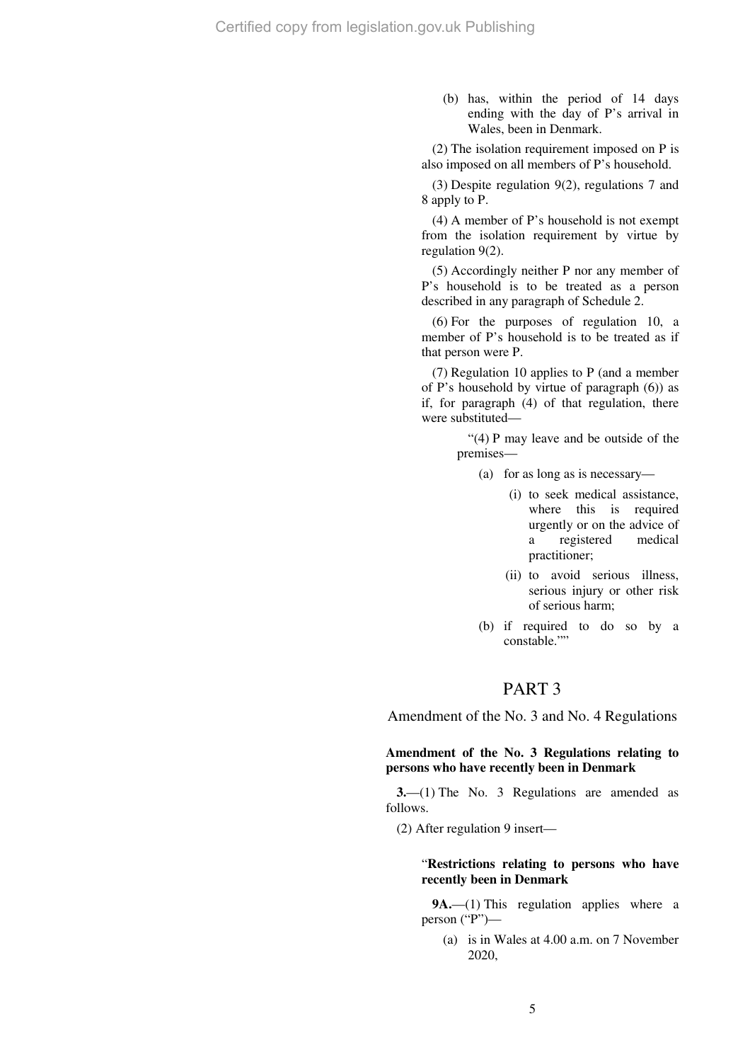(b) has, within the period of 14 days ending with the day of P's arrival in Wales, been in Denmark.

(2) The isolation requirement imposed on P is also imposed on all members of P's household.

(3) Despite regulation 9(2), regulations 7 and 8 apply to P.

(4) A member of P's household is not exempt from the isolation requirement by virtue by regulation 9(2).

(5) Accordingly neither P nor any member of P's household is to be treated as a person described in any paragraph of Schedule 2.

(6) For the purposes of regulation 10, a member of P's household is to be treated as if that person were P.

(7) Regulation 10 applies to P (and a member of P's household by virtue of paragraph (6)) as if, for paragraph (4) of that regulation, there were substituted—

"(4) P may leave and be outside of the premises—

(a) for as long as is necessary—

(i) to seek medical assistance, where this is required urgently or on the advice of a registered medical practitioner;

(ii) to avoid serious illness, serious injury or other risk of serious harm;

(b) if required to do so by a constable.""

## PART 3

### Amendment of the No. 3 and No. 4 Regulations

**Amendment of the No. 3 Regulations relating to persons who have recently been in Denmark**

**3.**—(1) The No. 3 Regulations are amended as follows.

(2) After regulation 9 insert—

"**Restrictions relating to persons who have recently been in Denmark**

**9A.**—(1) This regulation applies where a person ("P")—

(a) is in Wales at 4.00 a.m. on 7 November 2020,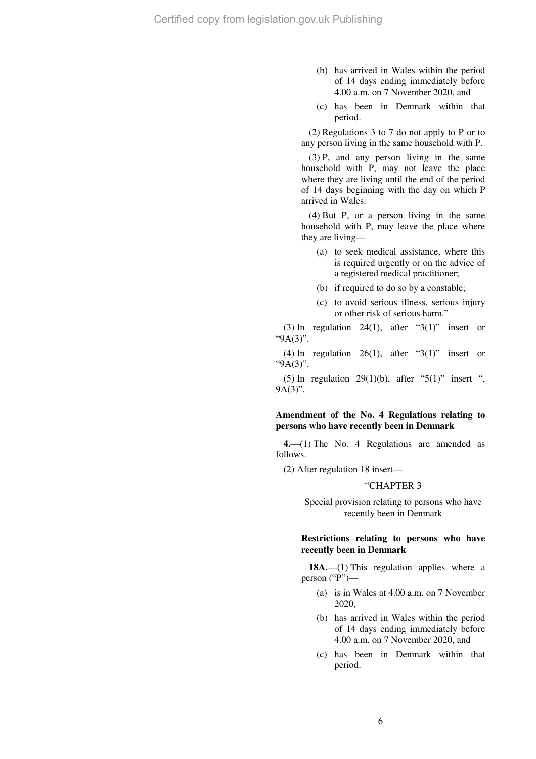(b) has arrived in Wales within the period of 14 days ending immediately before 4.00 a.m. on 7 November 2020, and

(c) has been in Denmark within that period.

(2) Regulations 3 to 7 do not apply to P or to any person living in the same household with P.

(3) P, and any person living in the same household with P, may not leave the place where they are living until the end of the period of 14 days beginning with the day on which P arrived in Wales.

(4) But P, or a person living in the same household with P, may leave the place where they are living—

(a) to seek medical assistance, where this is required urgently or on the advice of a registered medical practitioner;

(b) if required to do so by a constable;

(c) to avoid serious illness, serious injury or other risk of serious harm."

(3) In regulation 24(1), after "3(1)" insert or "9A(3)".

(4) In regulation 26(1), after "3(1)" insert or "9A(3)".

(5) In regulation 29(1)(b), after "5(1)" insert ", 9A(3)".

**Amendment of the No. 4 Regulations relating to persons who have recently been in Denmark**

**4.**—(1) The No. 4 Regulations are amended as follows.

(2) After regulation 18 insert—

"CHAPTER 3

Special provision relating to persons who have recently been in Denmark

**Restrictions relating to persons who have recently been in Denmark**

**18A.**—(1) This regulation applies where a person ("P")—

(a) is in Wales at 4.00 a.m. on 7 November 2020,

(b) has arrived in Wales within the period of 14 days ending immediately before 4.00 a.m. on 7 November 2020, and

(c) has been in Denmark within that period.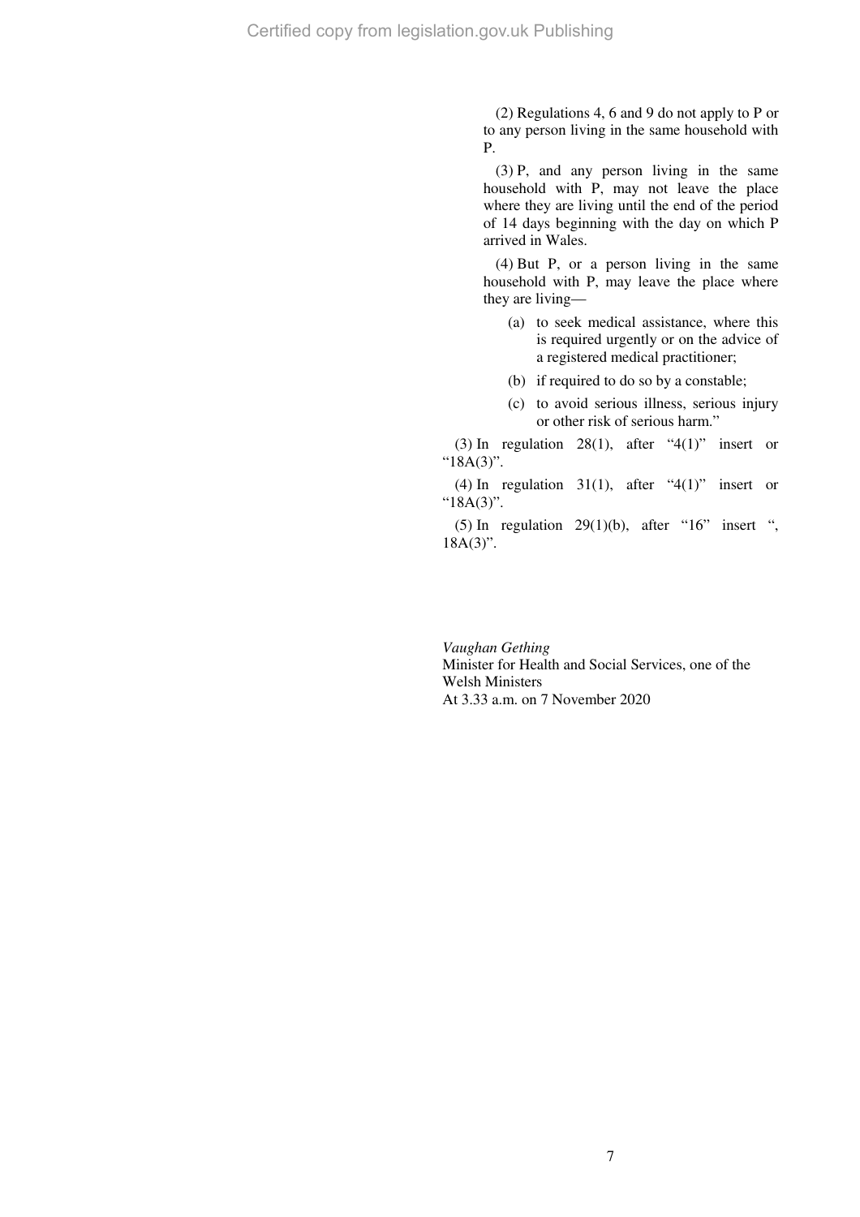(2) Regulations 4, 6 and 9 do not apply to P or to any person living in the same household with P.

(3) P, and any person living in the same household with P, may not leave the place where they are living until the end of the period of 14 days beginning with the day on which P arrived in Wales.

(4) But P, or a person living in the same household with P, may leave the place where they are living—

(a) to seek medical assistance, where this is required urgently or on the advice of a registered medical practitioner;

(b) if required to do so by a constable;

(c) to avoid serious illness, serious injury or other risk of serious harm."

(3) In regulation 28(1), after "4(1)" insert or "18A(3)".

(4) In regulation 31(1), after "4(1)" insert or "18A(3)".

(5) In regulation 29(1)(b), after "16" insert ", 18A(3)".

*Vaughan Gething*
Minister for Health and Social Services, one of the Welsh Ministers
At 3.33 a.m. on 7 November 2020